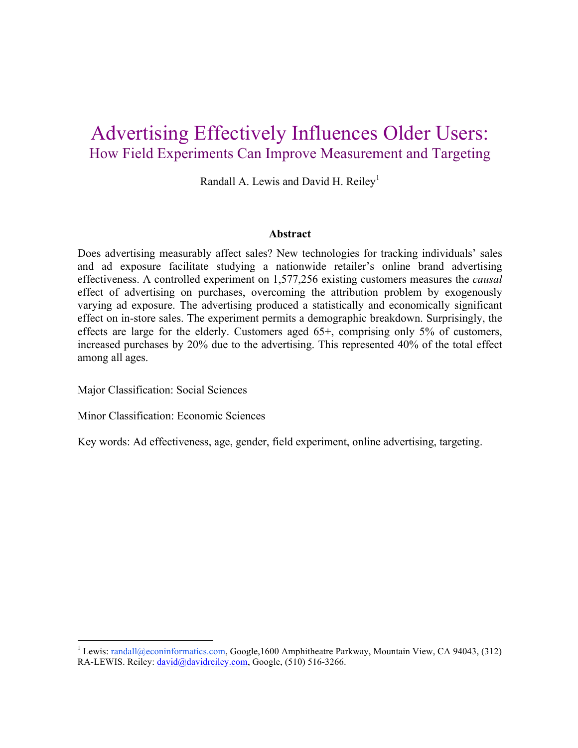# Advertising Effectively Influences Older Users:

## How Field Experiments Can Improve Measurement and Targeting

Randall A. Lewis and David H. Reiley[1]

### Abstract

Does advertising measurably affect sales? New technologies for tracking individuals' sales and ad exposure facilitate studying a nationwide retailer's online brand advertising effectiveness. A controlled experiment on 1,577,256 existing customers measures the *causal* effect of advertising on purchases, overcoming the attribution problem by exogenously varying ad exposure. The advertising produced a statistically and economically significant effect on in-store sales. The experiment permits a demographic breakdown. Surprisingly, the effects are large for the elderly. Customers aged 65+, comprising only 5% of customers, increased purchases by 20% due to the advertising. This represented 40% of the total effect among all ages.

Major Classification: Social Sciences

Minor Classification: Economic Sciences

Key words: Ad effectiveness, age, gender, field experiment, online advertising, targeting.

---

[1] Lewis: randall@econinformatics.com, Google,1600 Amphitheatre Parkway, Mountain View, CA 94043, (312) RA-LEWIS. Reiley: david@davidreiley.com, Google, (510) 516-3266.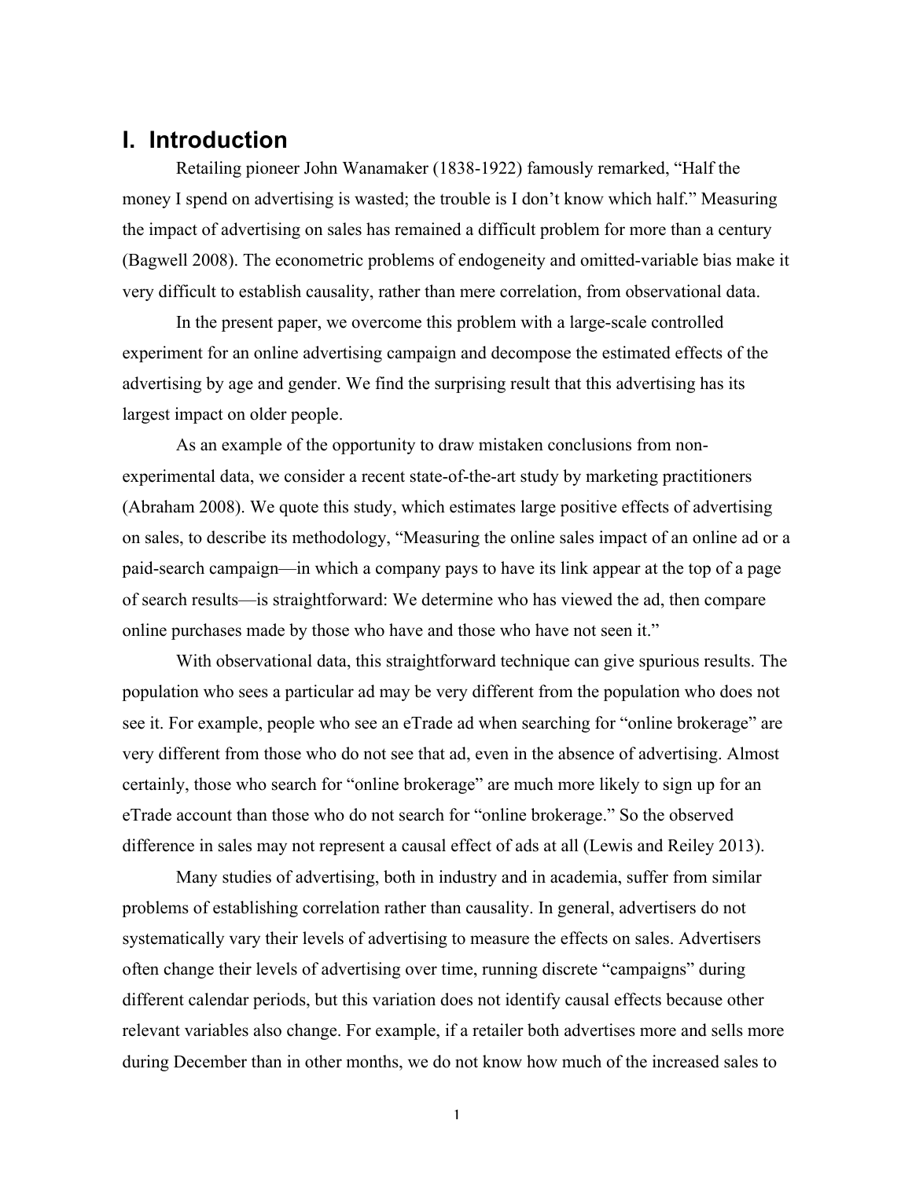# I. Introduction

Retailing pioneer John Wanamaker (1838-1922) famously remarked, "Half the money I spend on advertising is wasted; the trouble is I don't know which half." Measuring the impact of advertising on sales has remained a difficult problem for more than a century (Bagwell 2008). The econometric problems of endogeneity and omitted-variable bias make it very difficult to establish causality, rather than mere correlation, from observational data.

In the present paper, we overcome this problem with a large-scale controlled experiment for an online advertising campaign and decompose the estimated effects of the advertising by age and gender. We find the surprising result that this advertising has its largest impact on older people.

As an example of the opportunity to draw mistaken conclusions from non-experimental data, we consider a recent state-of-the-art study by marketing practitioners (Abraham 2008). We quote this study, which estimates large positive effects of advertising on sales, to describe its methodology, "Measuring the online sales impact of an online ad or a paid-search campaign—in which a company pays to have its link appear at the top of a page of search results—is straightforward: We determine who has viewed the ad, then compare online purchases made by those who have and those who have not seen it."

With observational data, this straightforward technique can give spurious results. The population who sees a particular ad may be very different from the population who does not see it. For example, people who see an eTrade ad when searching for "online brokerage" are very different from those who do not see that ad, even in the absence of advertising. Almost certainly, those who search for "online brokerage" are much more likely to sign up for an eTrade account than those who do not search for "online brokerage." So the observed difference in sales may not represent a causal effect of ads at all (Lewis and Reiley 2013).

Many studies of advertising, both in industry and in academia, suffer from similar problems of establishing correlation rather than causality. In general, advertisers do not systematically vary their levels of advertising to measure the effects on sales. Advertisers often change their levels of advertising over time, running discrete "campaigns" during different calendar periods, but this variation does not identify causal effects because other relevant variables also change. For example, if a retailer both advertises more and sells more during December than in other months, we do not know how much of the increased sales to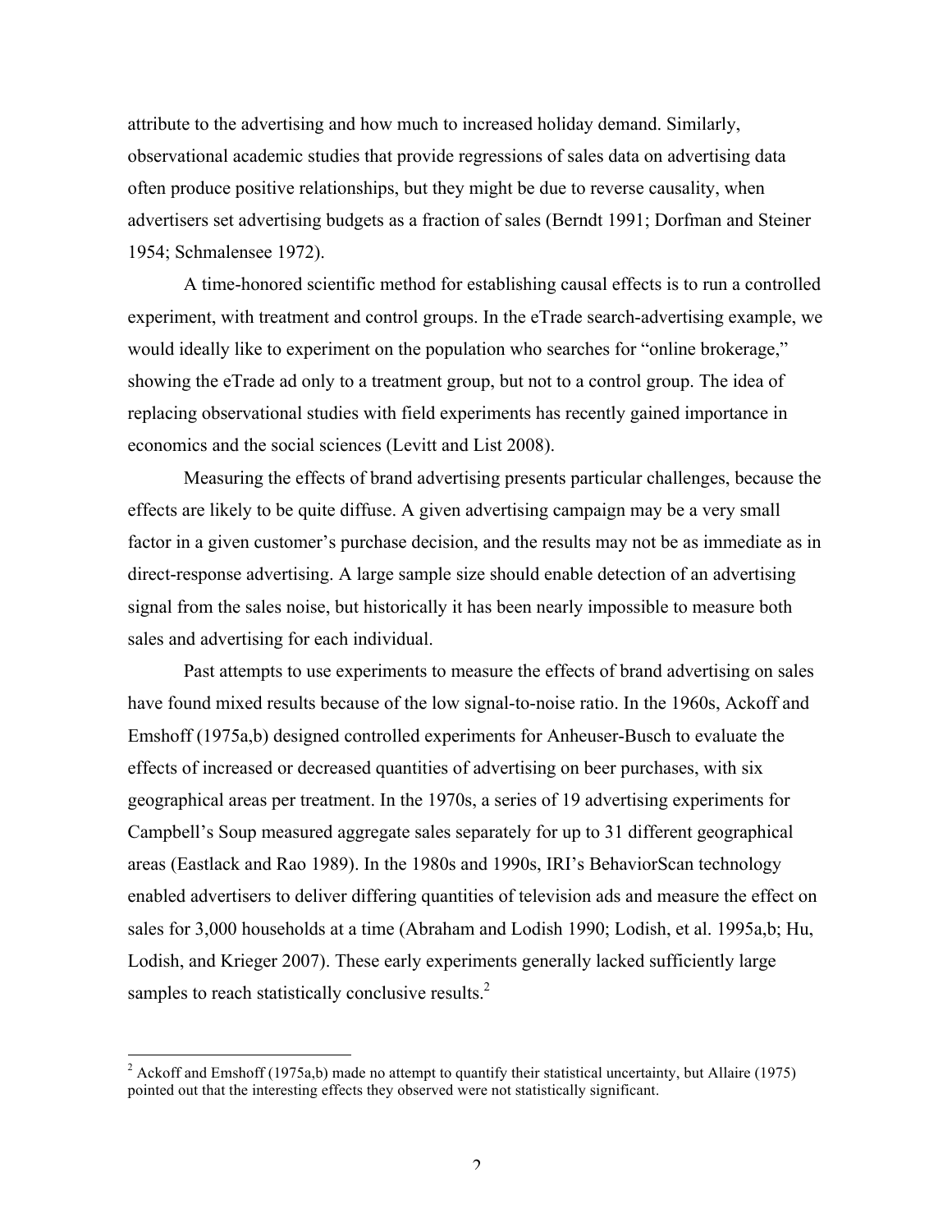attribute to the advertising and how much to increased holiday demand. Similarly, observational academic studies that provide regressions of sales data on advertising data often produce positive relationships, but they might be due to reverse causality, when advertisers set advertising budgets as a fraction of sales (Berndt 1991; Dorfman and Steiner 1954; Schmalensee 1972).

A time-honored scientific method for establishing causal effects is to run a controlled experiment, with treatment and control groups. In the eTrade search-advertising example, we would ideally like to experiment on the population who searches for "online brokerage," showing the eTrade ad only to a treatment group, but not to a control group. The idea of replacing observational studies with field experiments has recently gained importance in economics and the social sciences (Levitt and List 2008).

Measuring the effects of brand advertising presents particular challenges, because the effects are likely to be quite diffuse. A given advertising campaign may be a very small factor in a given customer's purchase decision, and the results may not be as immediate as in direct-response advertising. A large sample size should enable detection of an advertising signal from the sales noise, but historically it has been nearly impossible to measure both sales and advertising for each individual.

Past attempts to use experiments to measure the effects of brand advertising on sales have found mixed results because of the low signal-to-noise ratio. In the 1960s, Ackoff and Emshoff (1975a,b) designed controlled experiments for Anheuser-Busch to evaluate the effects of increased or decreased quantities of advertising on beer purchases, with six geographical areas per treatment. In the 1970s, a series of 19 advertising experiments for Campbell's Soup measured aggregate sales separately for up to 31 different geographical areas (Eastlack and Rao 1989). In the 1980s and 1990s, IRI's BehaviorScan technology enabled advertisers to deliver differing quantities of television ads and measure the effect on sales for 3,000 households at a time (Abraham and Lodish 1990; Lodish, et al. 1995a,b; Hu, Lodish, and Krieger 2007). These early experiments generally lacked sufficiently large samples to reach statistically conclusive results.[2]

[2] Ackoff and Emshoff (1975a,b) made no attempt to quantify their statistical uncertainty, but Allaire (1975) pointed out that the interesting effects they observed were not statistically significant.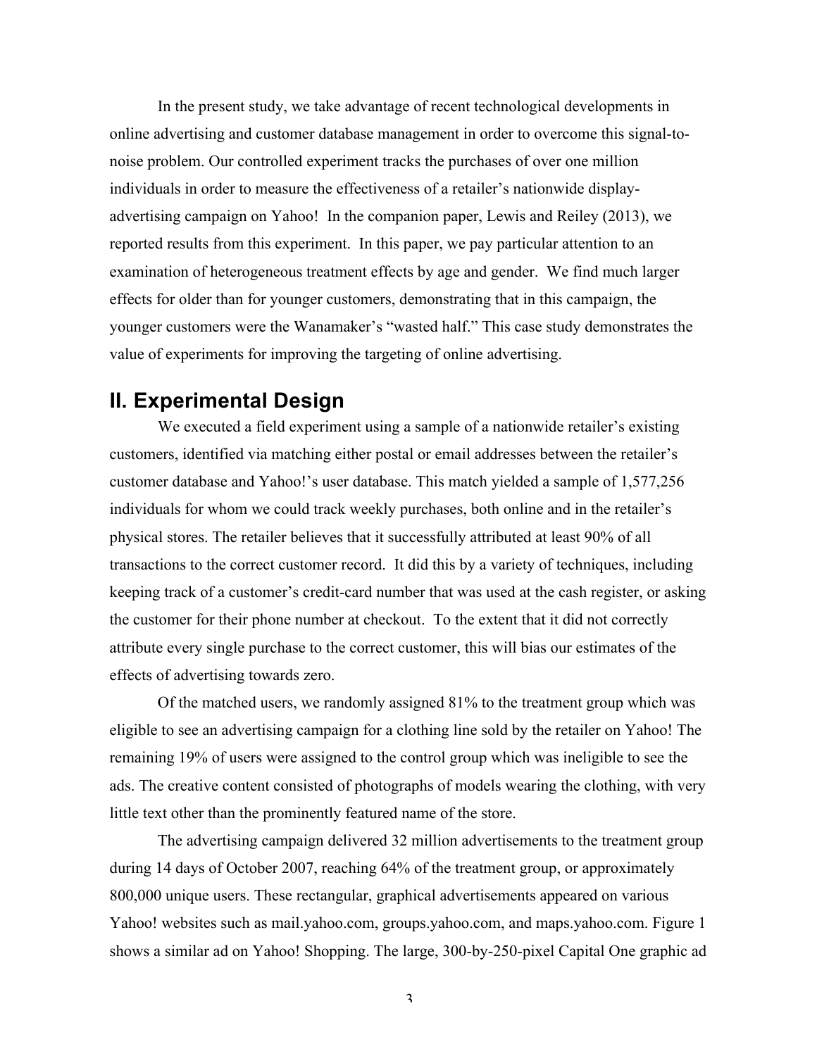In the present study, we take advantage of recent technological developments in online advertising and customer database management in order to overcome this signal-to-noise problem. Our controlled experiment tracks the purchases of over one million individuals in order to measure the effectiveness of a retailer's nationwide display-advertising campaign on Yahoo! In the companion paper, Lewis and Reiley (2013), we reported results from this experiment. In this paper, we pay particular attention to an examination of heterogeneous treatment effects by age and gender. We find much larger effects for older than for younger customers, demonstrating that in this campaign, the younger customers were the Wanamaker's "wasted half." This case study demonstrates the value of experiments for improving the targeting of online advertising.

## II. Experimental Design

We executed a field experiment using a sample of a nationwide retailer's existing customers, identified via matching either postal or email addresses between the retailer's customer database and Yahoo!'s user database. This match yielded a sample of 1,577,256 individuals for whom we could track weekly purchases, both online and in the retailer's physical stores. The retailer believes that it successfully attributed at least 90% of all transactions to the correct customer record. It did this by a variety of techniques, including keeping track of a customer's credit-card number that was used at the cash register, or asking the customer for their phone number at checkout. To the extent that it did not correctly attribute every single purchase to the correct customer, this will bias our estimates of the effects of advertising towards zero.

Of the matched users, we randomly assigned 81% to the treatment group which was eligible to see an advertising campaign for a clothing line sold by the retailer on Yahoo! The remaining 19% of users were assigned to the control group which was ineligible to see the ads. The creative content consisted of photographs of models wearing the clothing, with very little text other than the prominently featured name of the store.

The advertising campaign delivered 32 million advertisements to the treatment group during 14 days of October 2007, reaching 64% of the treatment group, or approximately 800,000 unique users. These rectangular, graphical advertisements appeared on various Yahoo! websites such as mail.yahoo.com, groups.yahoo.com, and maps.yahoo.com. Figure 1 shows a similar ad on Yahoo! Shopping. The large, 300-by-250-pixel Capital One graphic ad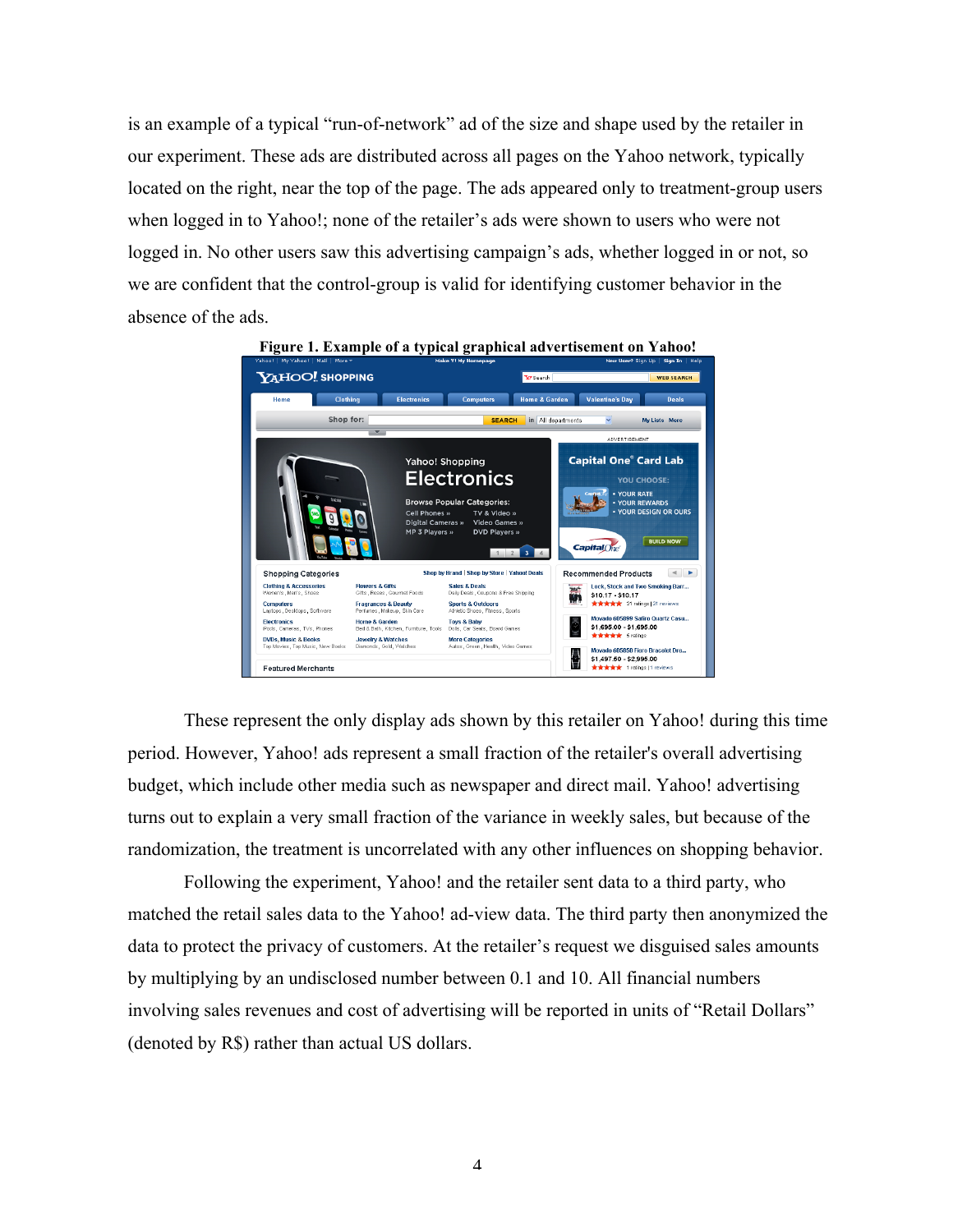is an example of a typical "run-of-network" ad of the size and shape used by the retailer in our experiment. These ads are distributed across all pages on the Yahoo network, typically located on the right, near the top of the page. The ads appeared only to treatment-group users when logged in to Yahoo!; none of the retailer's ads were shown to users who were not logged in. No other users saw this advertising campaign's ads, whether logged in or not, so we are confident that the control-group is valid for identifying customer behavior in the absence of the ads.

**Figure 1. Example of a typical graphical advertisement on Yahoo!**

These represent the only display ads shown by this retailer on Yahoo! during this time period. However, Yahoo! ads represent a small fraction of the retailer's overall advertising budget, which include other media such as newspaper and direct mail. Yahoo! advertising turns out to explain a very small fraction of the variance in weekly sales, but because of the randomization, the treatment is uncorrelated with any other influences on shopping behavior.

Following the experiment, Yahoo! and the retailer sent data to a third party, who matched the retail sales data to the Yahoo! ad-view data. The third party then anonymized the data to protect the privacy of customers. At the retailer's request we disguised sales amounts by multiplying by an undisclosed number between 0.1 and 10. All financial numbers involving sales revenues and cost of advertising will be reported in units of "Retail Dollars" (denoted by R$) rather than actual US dollars.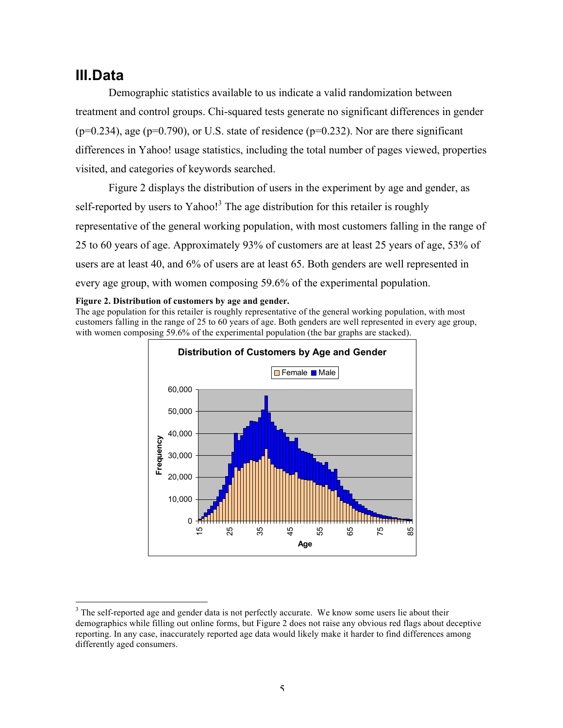## III. Data

Demographic statistics available to us indicate a valid randomization between treatment and control groups. Chi-squared tests generate no significant differences in gender ($p=0.234$), age ($p=0.790$), or U.S. state of residence ($p=0.232$). Nor are there significant differences in Yahoo! usage statistics, including the total number of pages viewed, properties visited, and categories of keywords searched.

Figure 2 displays the distribution of users in the experiment by age and gender, as self-reported by users to Yahoo![3] The age distribution for this retailer is roughly representative of the general working population, with most customers falling in the range of 25 to 60 years of age. Approximately 93% of customers are at least 25 years of age, 53% of users are at least 40, and 6% of users are at least 65. Both genders are well represented in every age group, with women composing 59.6% of the experimental population.

**Figure 2. Distribution of customers by age and gender.**
The age population for this retailer is roughly representative of the general working population, with most customers falling in the range of 25 to 60 years of age. Both genders are well represented in every age group, with women composing 59.6% of the experimental population (the bar graphs are stacked).

[3] The self-reported age and gender data is not perfectly accurate. We know some users lie about their demographics while filling out online forms, but Figure 2 does not raise any obvious red flags about deceptive reporting. In any case, inaccurately reported age data would likely make it harder to find differences among differently aged consumers.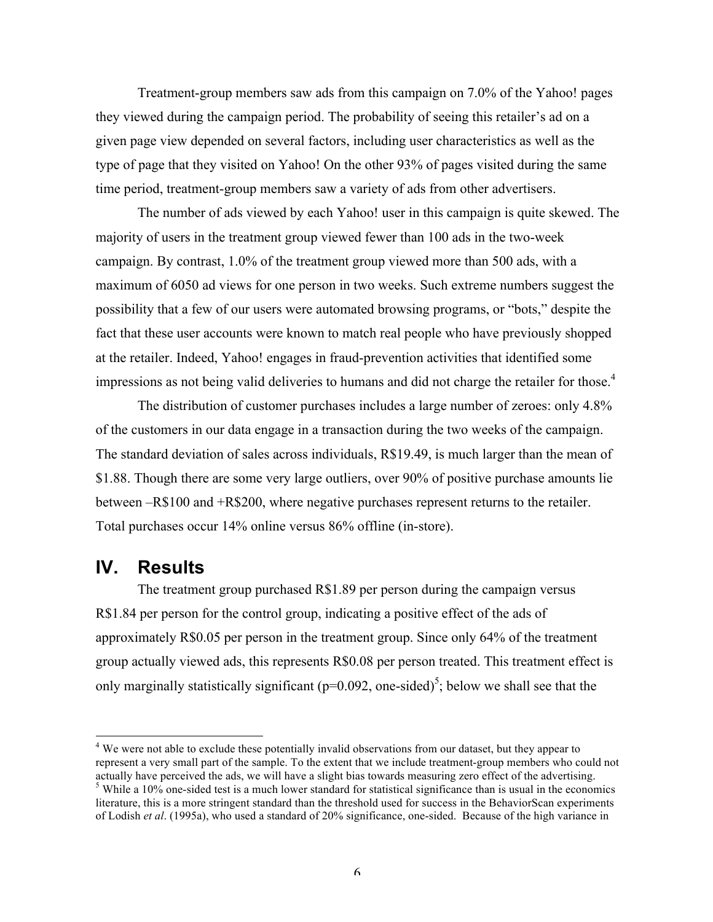Treatment-group members saw ads from this campaign on 7.0% of the Yahoo! pages they viewed during the campaign period. The probability of seeing this retailer's ad on a given page view depended on several factors, including user characteristics as well as the type of page that they visited on Yahoo! On the other 93% of pages visited during the same time period, treatment-group members saw a variety of ads from other advertisers.

The number of ads viewed by each Yahoo! user in this campaign is quite skewed. The majority of users in the treatment group viewed fewer than 100 ads in the two-week campaign. By contrast, 1.0% of the treatment group viewed more than 500 ads, with a maximum of 6050 ad views for one person in two weeks. Such extreme numbers suggest the possibility that a few of our users were automated browsing programs, or "bots," despite the fact that these user accounts were known to match real people who have previously shopped at the retailer. Indeed, Yahoo! engages in fraud-prevention activities that identified some impressions as not being valid deliveries to humans and did not charge the retailer for those.[4]

The distribution of customer purchases includes a large number of zeroes: only 4.8% of the customers in our data engage in a transaction during the two weeks of the campaign. The standard deviation of sales across individuals, R$19.49, is much larger than the mean of $1.88. Though there are some very large outliers, over 90% of positive purchase amounts lie between –R$100 and +R$200, where negative purchases represent returns to the retailer. Total purchases occur 14% online versus 86% offline (in-store).

# IV. Results

The treatment group purchased R$1.89 per person during the campaign versus R$1.84 per person for the control group, indicating a positive effect of the ads of approximately R$0.05 per person in the treatment group. Since only 64% of the treatment group actually viewed ads, this represents R$0.08 per person treated. This treatment effect is only marginally statistically significant ($p=0.092$, one-sided)[5]; below we shall see that the

---

[4] We were not able to exclude these potentially invalid observations from our dataset, but they appear to represent a very small part of the sample. To the extent that we include treatment-group members who could not actually have perceived the ads, we will have a slight bias towards measuring zero effect of the advertising.

[5] While a 10% one-sided test is a much lower standard for statistical significance than is usual in the economics literature, this is a more stringent standard than the threshold used for success in the BehaviorScan experiments of Lodish *et al*. (1995a), who used a standard of 20% significance, one-sided. Because of the high variance in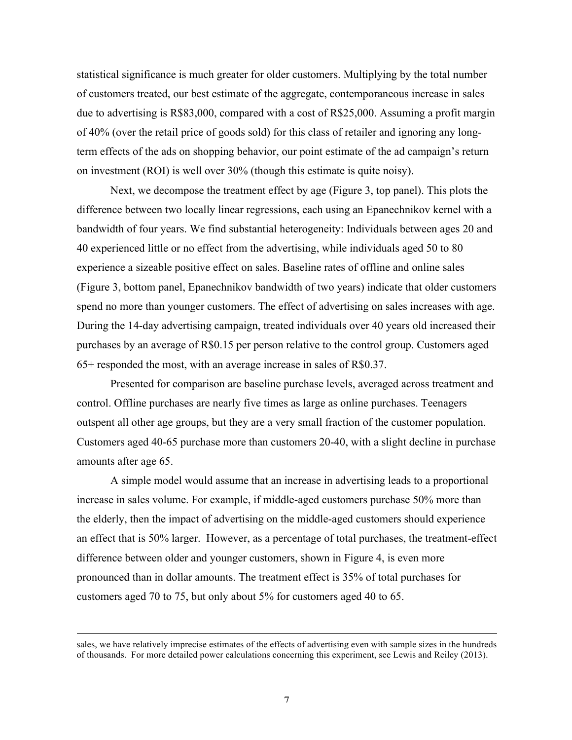statistical significance is much greater for older customers. Multiplying by the total number of customers treated, our best estimate of the aggregate, contemporaneous increase in sales due to advertising is R$83,000, compared with a cost of R$25,000. Assuming a profit margin of 40% (over the retail price of goods sold) for this class of retailer and ignoring any long-term effects of the ads on shopping behavior, our point estimate of the ad campaign's return on investment (ROI) is well over 30% (though this estimate is quite noisy).

Next, we decompose the treatment effect by age (Figure 3, top panel). This plots the difference between two locally linear regressions, each using an Epanechnikov kernel with a bandwidth of four years. We find substantial heterogeneity: Individuals between ages 20 and 40 experienced little or no effect from the advertising, while individuals aged 50 to 80 experience a sizeable positive effect on sales. Baseline rates of offline and online sales (Figure 3, bottom panel, Epanechnikov bandwidth of two years) indicate that older customers spend no more than younger customers. The effect of advertising on sales increases with age. During the 14-day advertising campaign, treated individuals over 40 years old increased their purchases by an average of R$0.15 per person relative to the control group. Customers aged 65+ responded the most, with an average increase in sales of R$0.37.

Presented for comparison are baseline purchase levels, averaged across treatment and control. Offline purchases are nearly five times as large as online purchases. Teenagers outspent all other age groups, but they are a very small fraction of the customer population. Customers aged 40-65 purchase more than customers 20-40, with a slight decline in purchase amounts after age 65.

A simple model would assume that an increase in advertising leads to a proportional increase in sales volume. For example, if middle-aged customers purchase 50% more than the elderly, then the impact of advertising on the middle-aged customers should experience an effect that is 50% larger. However, as a percentage of total purchases, the treatment-effect difference between older and younger customers, shown in Figure 4, is even more pronounced than in dollar amounts. The treatment effect is 35% of total purchases for customers aged 70 to 75, but only about 5% for customers aged 40 to 65.

---

sales, we have relatively imprecise estimates of the effects of advertising even with sample sizes in the hundreds of thousands. For more detailed power calculations concerning this experiment, see Lewis and Reiley (2013).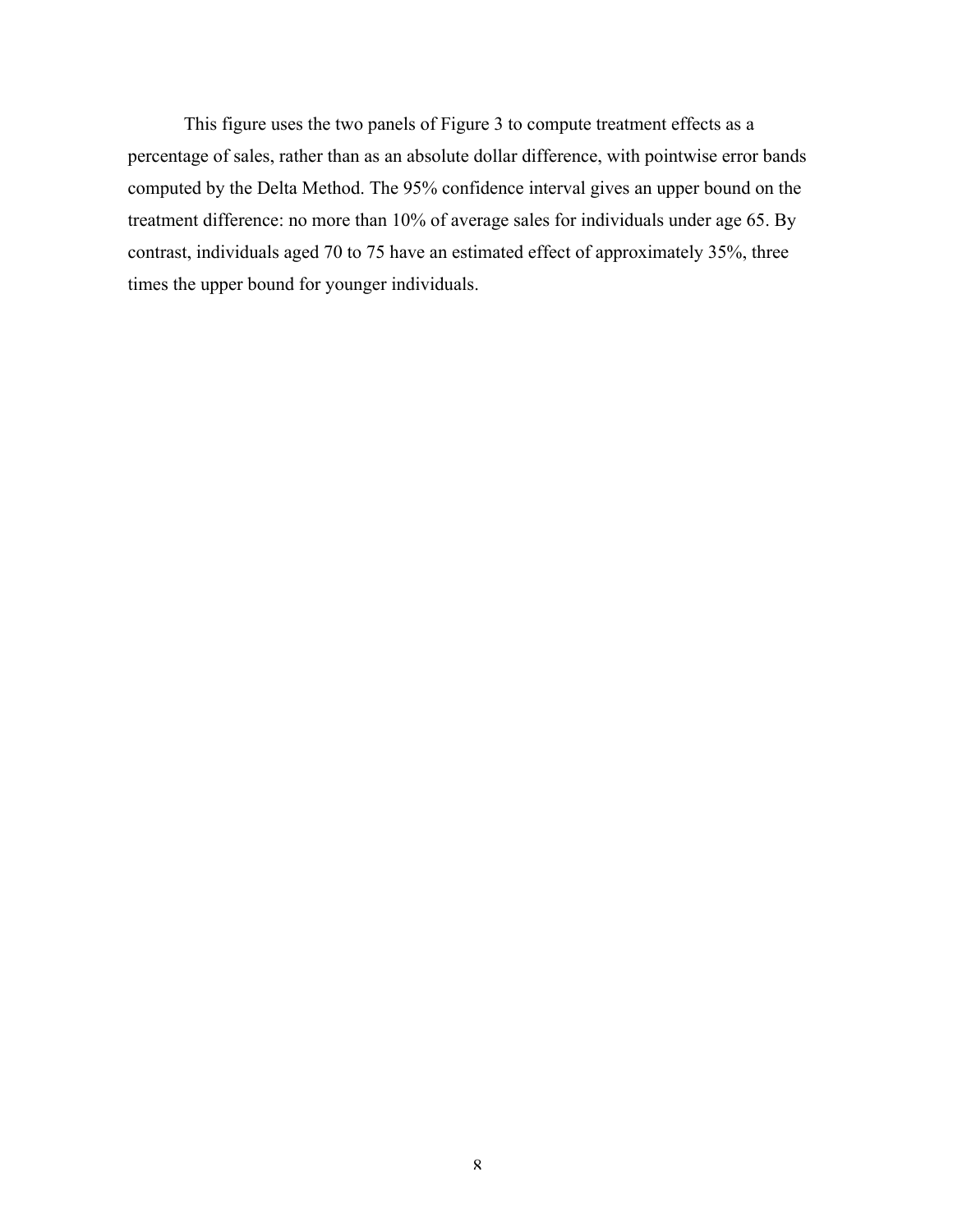This figure uses the two panels of Figure 3 to compute treatment effects as a percentage of sales, rather than as an absolute dollar difference, with pointwise error bands computed by the Delta Method. The 95% confidence interval gives an upper bound on the treatment difference: no more than 10% of average sales for individuals under age 65. By contrast, individuals aged 70 to 75 have an estimated effect of approximately 35%, three times the upper bound for younger individuals.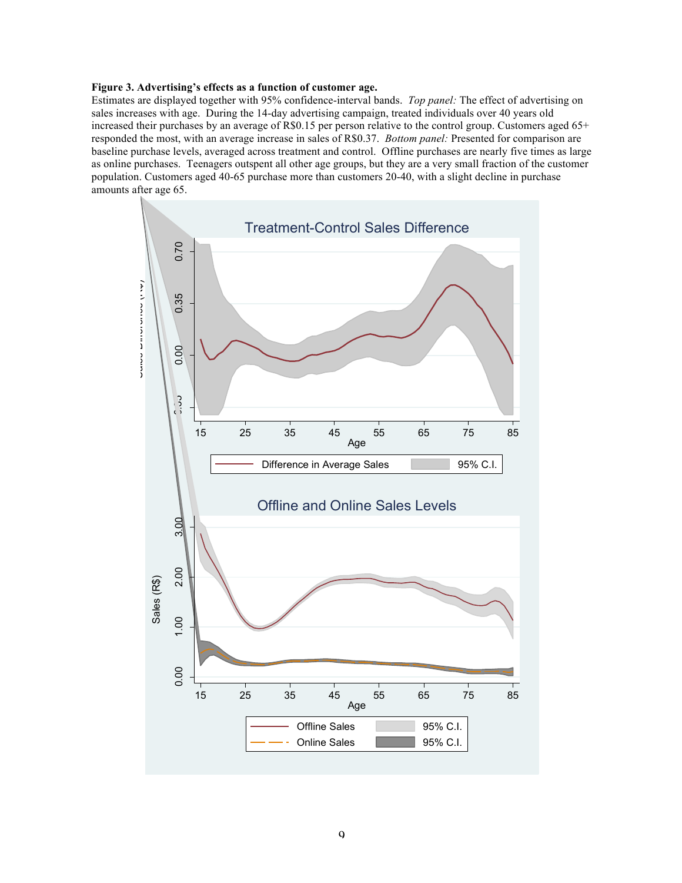**Figure 3. Advertising's effects as a function of customer age.**

Estimates are displayed together with 95% confidence-interval bands. *Top panel:* The effect of advertising on sales increases with age. During the 14-day advertising campaign, treated individuals over 40 years old increased their purchases by an average of R$0.15 per person relative to the control group. Customers aged 65+ responded the most, with an average increase in sales of R$0.37. *Bottom panel:* Presented for comparison are baseline purchase levels, averaged across treatment and control. Offline purchases are nearly five times as large as online purchases. Teenagers outspent all other age groups, but they are a very small fraction of the customer population. Customers aged 40-65 purchase more than customers 20-40, with a slight decline in purchase amounts after age 65.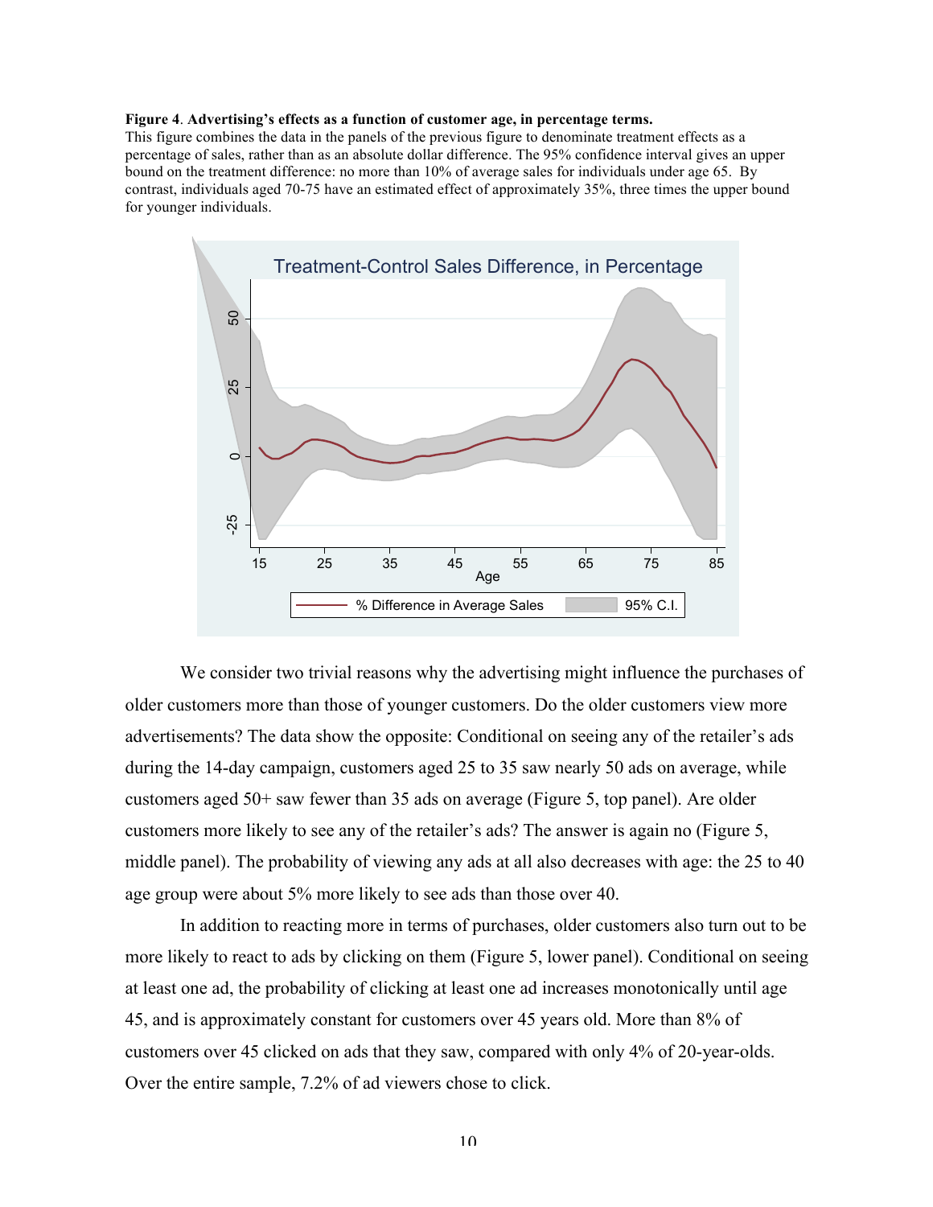**Figure 4**. **Advertising's effects as a function of customer age, in percentage terms.**
This figure combines the data in the panels of the previous figure to denominate treatment effects as a percentage of sales, rather than as an absolute dollar difference. The 95% confidence interval gives an upper bound on the treatment difference: no more than 10% of average sales for individuals under age 65. By contrast, individuals aged 70-75 have an estimated effect of approximately 35%, three times the upper bound for younger individuals.

We consider two trivial reasons why the advertising might influence the purchases of older customers more than those of younger customers. Do the older customers view more advertisements? The data show the opposite: Conditional on seeing any of the retailer's ads during the 14-day campaign, customers aged 25 to 35 saw nearly 50 ads on average, while customers aged 50+ saw fewer than 35 ads on average (Figure 5, top panel). Are older customers more likely to see any of the retailer's ads? The answer is again no (Figure 5, middle panel). The probability of viewing any ads at all also decreases with age: the 25 to 40 age group were about 5% more likely to see ads than those over 40.

In addition to reacting more in terms of purchases, older customers also turn out to be more likely to react to ads by clicking on them (Figure 5, lower panel). Conditional on seeing at least one ad, the probability of clicking at least one ad increases monotonically until age 45, and is approximately constant for customers over 45 years old. More than 8% of customers over 45 clicked on ads that they saw, compared with only 4% of 20-year-olds. Over the entire sample, 7.2% of ad viewers chose to click.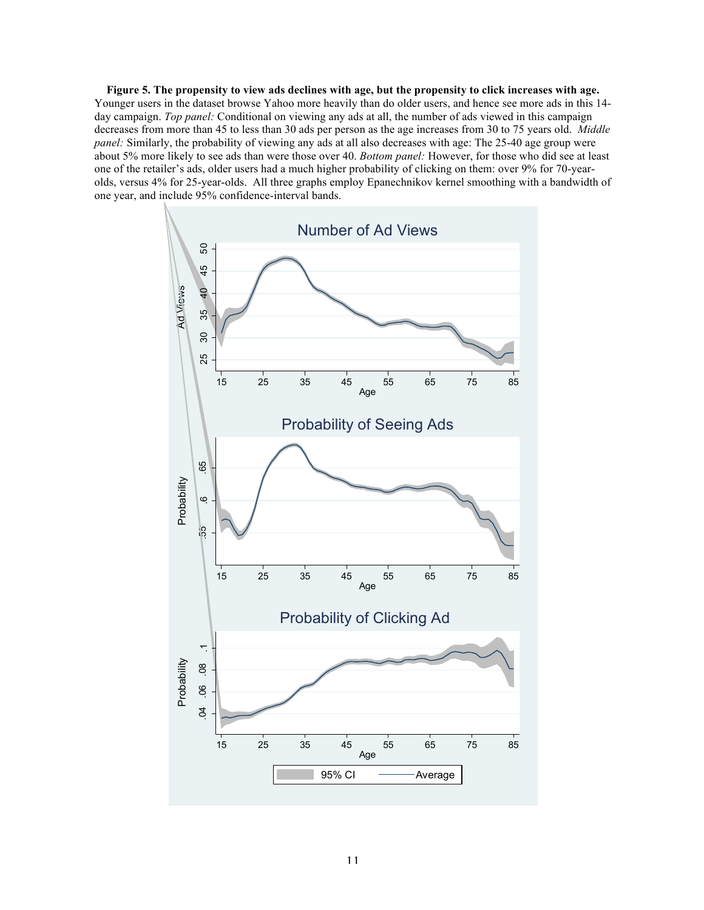**Figure 5. The propensity to view ads declines with age, but the propensity to click increases with age.** Younger users in the dataset browse Yahoo more heavily than do older users, and hence see more ads in this 14-day campaign. *Top panel:* Conditional on viewing any ads at all, the number of ads viewed in this campaign decreases from more than 45 to less than 30 ads per person as the age increases from 30 to 75 years old. *Middle panel:* Similarly, the probability of viewing any ads at all also decreases with age: The 25-40 age group were about 5% more likely to see ads than were those over 40. *Bottom panel:* However, for those who did see at least one of the retailer's ads, older users had a much higher probability of clicking on them: over 9% for 70-year-olds, versus 4% for 25-year-olds. All three graphs employ Epanechnikov kernel smoothing with a bandwidth of one year, and include 95% confidence-interval bands.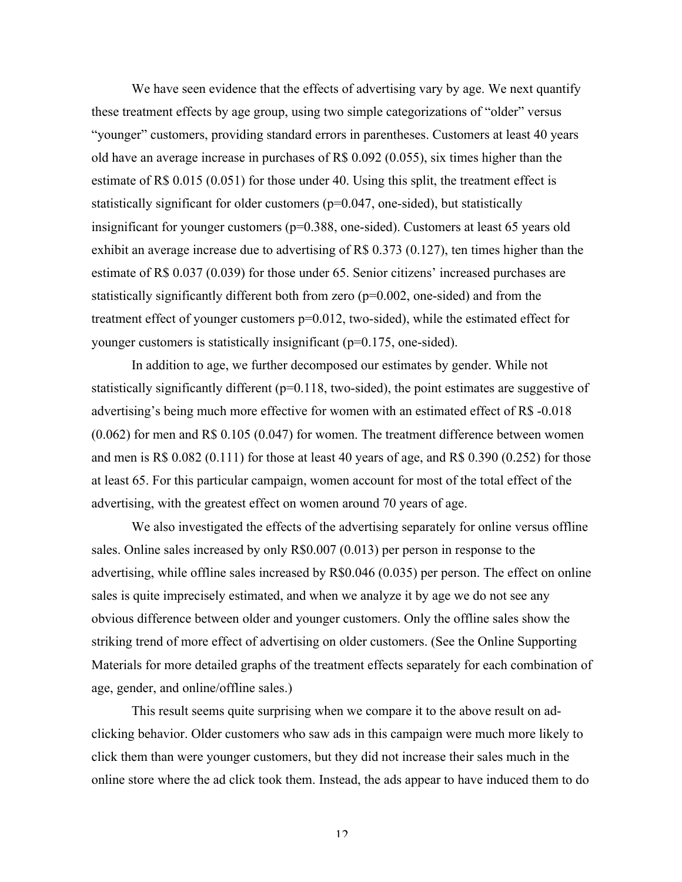We have seen evidence that the effects of advertising vary by age. We next quantify these treatment effects by age group, using two simple categorizations of "older" versus "younger" customers, providing standard errors in parentheses. Customers at least 40 years old have an average increase in purchases of R$ 0.092 (0.055), six times higher than the estimate of R$ 0.015 (0.051) for those under 40. Using this split, the treatment effect is statistically significant for older customers (p=0.047, one-sided), but statistically insignificant for younger customers (p=0.388, one-sided). Customers at least 65 years old exhibit an average increase due to advertising of R$ 0.373 (0.127), ten times higher than the estimate of R$ 0.037 (0.039) for those under 65. Senior citizens' increased purchases are statistically significantly different both from zero (p=0.002, one-sided) and from the treatment effect of younger customers p=0.012, two-sided), while the estimated effect for younger customers is statistically insignificant (p=0.175, one-sided).

In addition to age, we further decomposed our estimates by gender. While not statistically significantly different (p=0.118, two-sided), the point estimates are suggestive of advertising's being much more effective for women with an estimated effect of R$ -0.018 (0.062) for men and R$ 0.105 (0.047) for women. The treatment difference between women and men is R$ 0.082 (0.111) for those at least 40 years of age, and R$ 0.390 (0.252) for those at least 65. For this particular campaign, women account for most of the total effect of the advertising, with the greatest effect on women around 70 years of age.

We also investigated the effects of the advertising separately for online versus offline sales. Online sales increased by only R$0.007 (0.013) per person in response to the advertising, while offline sales increased by R$0.046 (0.035) per person. The effect on online sales is quite imprecisely estimated, and when we analyze it by age we do not see any obvious difference between older and younger customers. Only the offline sales show the striking trend of more effect of advertising on older customers. (See the Online Supporting Materials for more detailed graphs of the treatment effects separately for each combination of age, gender, and online/offline sales.)

This result seems quite surprising when we compare it to the above result on ad-clicking behavior. Older customers who saw ads in this campaign were much more likely to click them than were younger customers, but they did not increase their sales much in the online store where the ad click took them. Instead, the ads appear to have induced them to do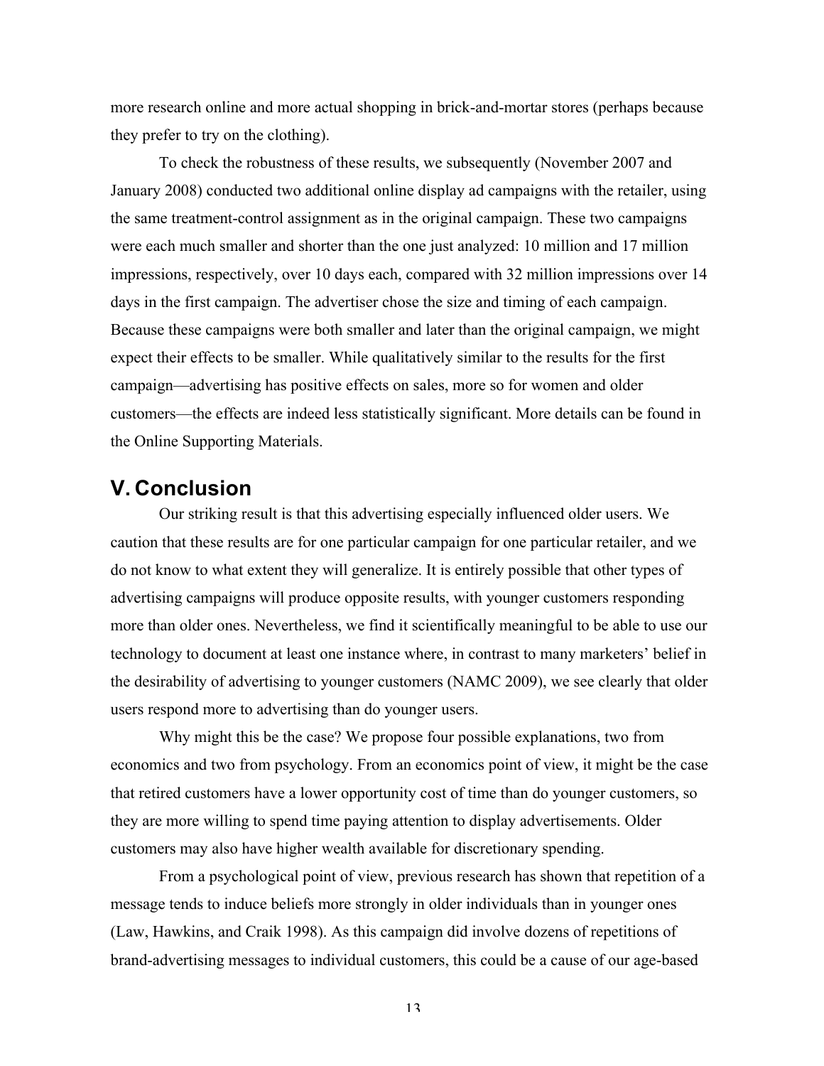more research online and more actual shopping in brick-and-mortar stores (perhaps because they prefer to try on the clothing).

To check the robustness of these results, we subsequently (November 2007 and January 2008) conducted two additional online display ad campaigns with the retailer, using the same treatment-control assignment as in the original campaign. These two campaigns were each much smaller and shorter than the one just analyzed: 10 million and 17 million impressions, respectively, over 10 days each, compared with 32 million impressions over 14 days in the first campaign. The advertiser chose the size and timing of each campaign. Because these campaigns were both smaller and later than the original campaign, we might expect their effects to be smaller. While qualitatively similar to the results for the first campaign—advertising has positive effects on sales, more so for women and older customers—the effects are indeed less statistically significant. More details can be found in the Online Supporting Materials.

## V. Conclusion

Our striking result is that this advertising especially influenced older users. We caution that these results are for one particular campaign for one particular retailer, and we do not know to what extent they will generalize. It is entirely possible that other types of advertising campaigns will produce opposite results, with younger customers responding more than older ones. Nevertheless, we find it scientifically meaningful to be able to use our technology to document at least one instance where, in contrast to many marketers' belief in the desirability of advertising to younger customers (NAMC 2009), we see clearly that older users respond more to advertising than do younger users.

Why might this be the case? We propose four possible explanations, two from economics and two from psychology. From an economics point of view, it might be the case that retired customers have a lower opportunity cost of time than do younger customers, so they are more willing to spend time paying attention to display advertisements. Older customers may also have higher wealth available for discretionary spending.

From a psychological point of view, previous research has shown that repetition of a message tends to induce beliefs more strongly in older individuals than in younger ones (Law, Hawkins, and Craik 1998). As this campaign did involve dozens of repetitions of brand-advertising messages to individual customers, this could be a cause of our age-based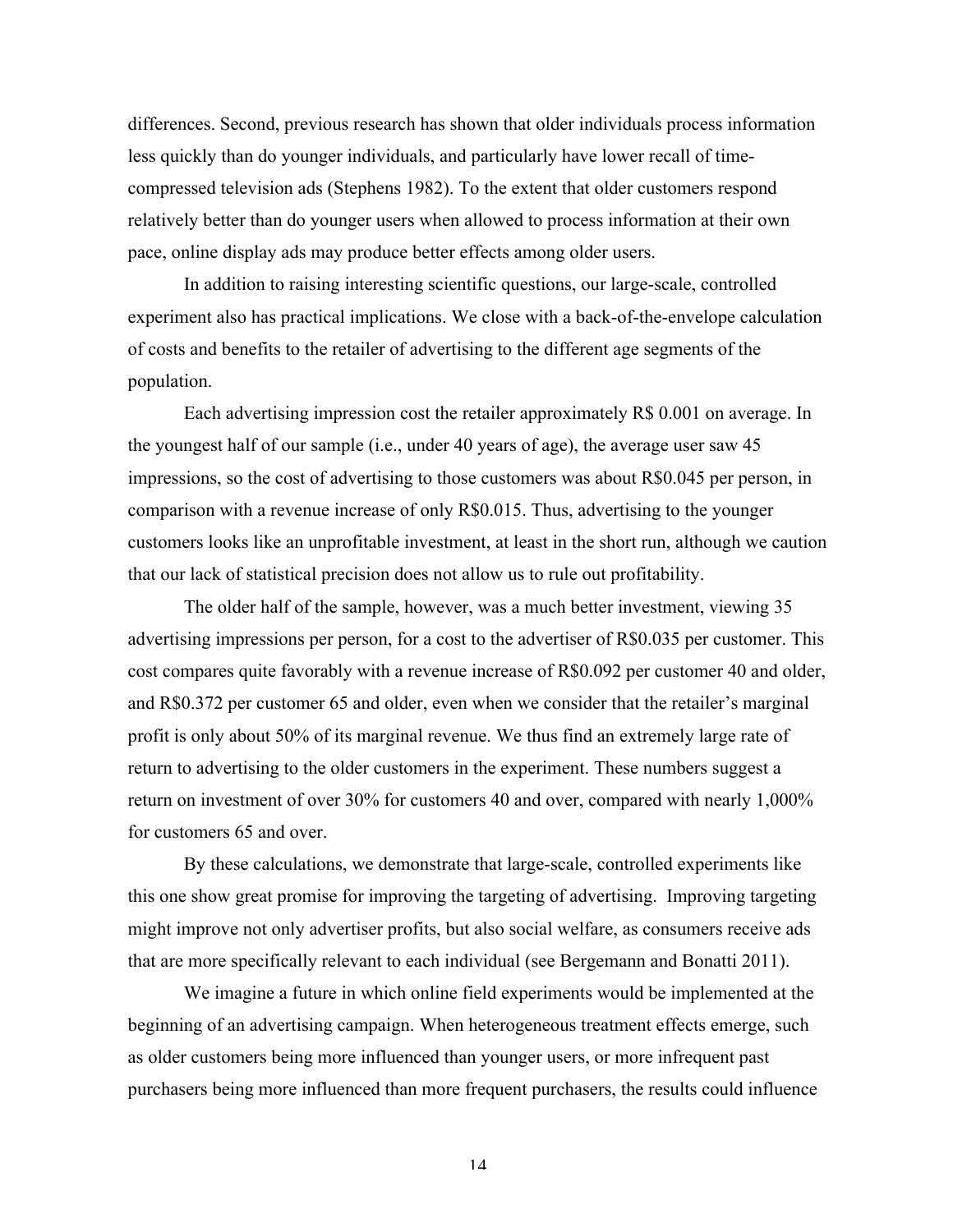differences. Second, previous research has shown that older individuals process information less quickly than do younger individuals, and particularly have lower recall of time-compressed television ads (Stephens 1982). To the extent that older customers respond relatively better than do younger users when allowed to process information at their own pace, online display ads may produce better effects among older users.

In addition to raising interesting scientific questions, our large-scale, controlled experiment also has practical implications. We close with a back-of-the-envelope calculation of costs and benefits to the retailer of advertising to the different age segments of the population.

Each advertising impression cost the retailer approximately R$ 0.001 on average. In the youngest half of our sample (i.e., under 40 years of age), the average user saw 45 impressions, so the cost of advertising to those customers was about R$0.045 per person, in comparison with a revenue increase of only R$0.015. Thus, advertising to the younger customers looks like an unprofitable investment, at least in the short run, although we caution that our lack of statistical precision does not allow us to rule out profitability.

The older half of the sample, however, was a much better investment, viewing 35 advertising impressions per person, for a cost to the advertiser of R$0.035 per customer. This cost compares quite favorably with a revenue increase of R$0.092 per customer 40 and older, and R$0.372 per customer 65 and older, even when we consider that the retailer's marginal profit is only about 50% of its marginal revenue. We thus find an extremely large rate of return to advertising to the older customers in the experiment. These numbers suggest a return on investment of over 30% for customers 40 and over, compared with nearly 1,000% for customers 65 and over.

By these calculations, we demonstrate that large-scale, controlled experiments like this one show great promise for improving the targeting of advertising. Improving targeting might improve not only advertiser profits, but also social welfare, as consumers receive ads that are more specifically relevant to each individual (see Bergemann and Bonatti 2011).

We imagine a future in which online field experiments would be implemented at the beginning of an advertising campaign. When heterogeneous treatment effects emerge, such as older customers being more influenced than younger users, or more infrequent past purchasers being more influenced than more frequent purchasers, the results could influence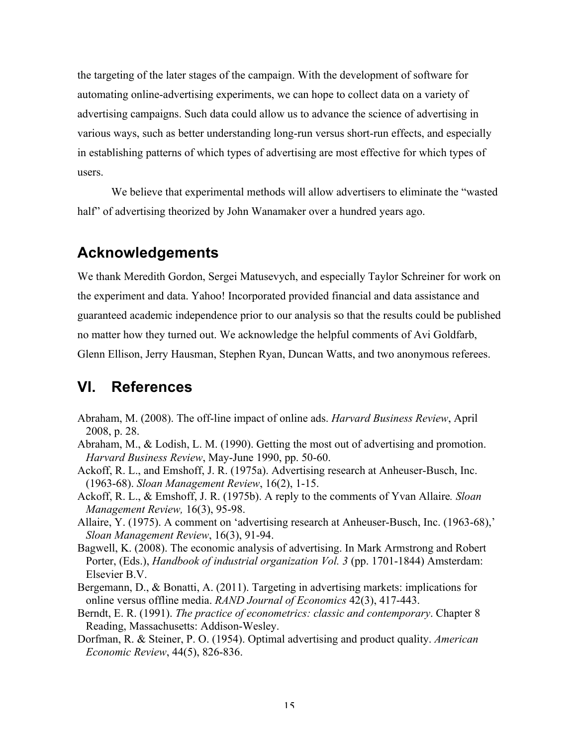the targeting of the later stages of the campaign. With the development of software for automating online-advertising experiments, we can hope to collect data on a variety of advertising campaigns. Such data could allow us to advance the science of advertising in various ways, such as better understanding long-run versus short-run effects, and especially in establishing patterns of which types of advertising are most effective for which types of users.

We believe that experimental methods will allow advertisers to eliminate the "wasted half" of advertising theorized by John Wanamaker over a hundred years ago.

## Acknowledgements

We thank Meredith Gordon, Sergei Matusevych, and especially Taylor Schreiner for work on the experiment and data. Yahoo! Incorporated provided financial and data assistance and guaranteed academic independence prior to our analysis so that the results could be published no matter how they turned out. We acknowledge the helpful comments of Avi Goldfarb, Glenn Ellison, Jerry Hausman, Stephen Ryan, Duncan Watts, and two anonymous referees.

## VI. References

Abraham, M. (2008). The off-line impact of online ads. *Harvard Business Review*, April 2008, p. 28.

Abraham, M., & Lodish, L. M. (1990). Getting the most out of advertising and promotion. *Harvard Business Review*, May-June 1990, pp. 50-60.

Ackoff, R. L., and Emshoff, J. R. (1975a). Advertising research at Anheuser-Busch, Inc. (1963-68). *Sloan Management Review*, 16(2), 1-15.

Ackoff, R. L., & Emshoff, J. R. (1975b). A reply to the comments of Yvan Allaire*. Sloan Management Review,* 16(3), 95-98.

Allaire, Y. (1975). A comment on 'advertising research at Anheuser-Busch, Inc. (1963-68),' *Sloan Management Review*, 16(3), 91-94.

Bagwell, K. (2008). The economic analysis of advertising. In Mark Armstrong and Robert Porter, (Eds.), *Handbook of industrial organization Vol. 3* (pp. 1701-1844) Amsterdam: Elsevier B.V.

Bergemann, D., & Bonatti, A. (2011). Targeting in advertising markets: implications for online versus offline media. *RAND Journal of Economics* 42(3), 417-443.

Berndt, E. R. (1991). *The practice of econometrics: classic and contemporary*. Chapter 8 Reading, Massachusetts: Addison-Wesley.

Dorfman, R. & Steiner, P. O. (1954). Optimal advertising and product quality. *American Economic Review*, 44(5), 826-836.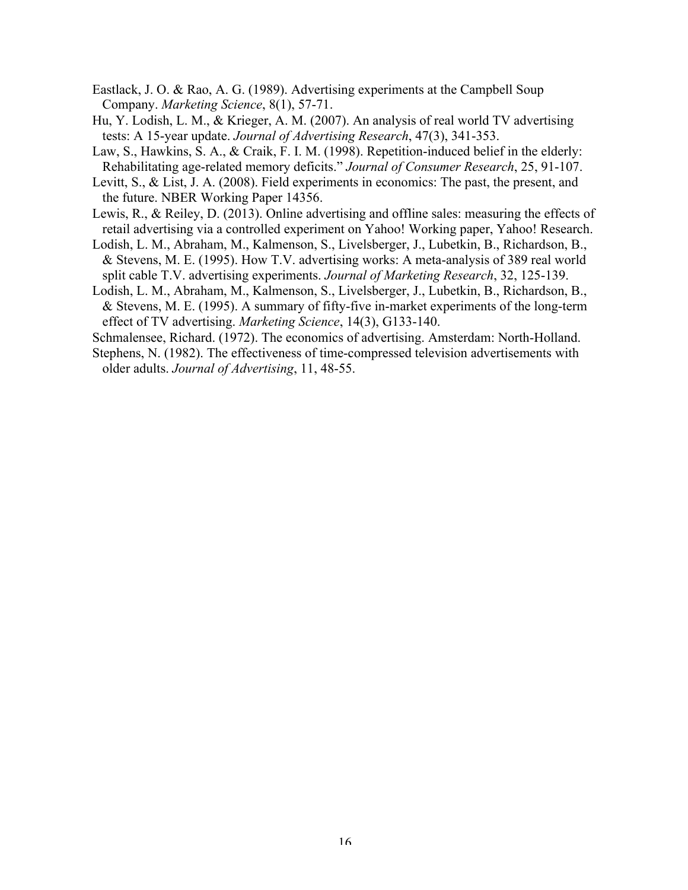Eastlack, J. O. & Rao, A. G. (1989). Advertising experiments at the Campbell Soup Company. *Marketing Science*, 8(1), 57-71.

Hu, Y. Lodish, L. M., & Krieger, A. M. (2007). An analysis of real world TV advertising tests: A 15-year update. *Journal of Advertising Research*, 47(3), 341-353.

Law, S., Hawkins, S. A., & Craik, F. I. M. (1998). Repetition-induced belief in the elderly: Rehabilitating age-related memory deficits." *Journal of Consumer Research*, 25, 91-107.

Levitt, S., & List, J. A. (2008). Field experiments in economics: The past, the present, and the future. NBER Working Paper 14356.

Lewis, R., & Reiley, D. (2013). Online advertising and offline sales: measuring the effects of retail advertising via a controlled experiment on Yahoo! Working paper, Yahoo! Research.

Lodish, L. M., Abraham, M., Kalmenson, S., Livelsberger, J., Lubetkin, B., Richardson, B., & Stevens, M. E. (1995). How T.V. advertising works: A meta-analysis of 389 real world split cable T.V. advertising experiments. *Journal of Marketing Research*, 32, 125-139.

Lodish, L. M., Abraham, M., Kalmenson, S., Livelsberger, J., Lubetkin, B., Richardson, B., & Stevens, M. E. (1995). A summary of fifty-five in-market experiments of the long-term effect of TV advertising. *Marketing Science*, 14(3), G133-140.

Schmalensee, Richard. (1972). The economics of advertising. Amsterdam: North-Holland.

Stephens, N. (1982). The effectiveness of time-compressed television advertisements with older adults. *Journal of Advertising*, 11, 48-55.